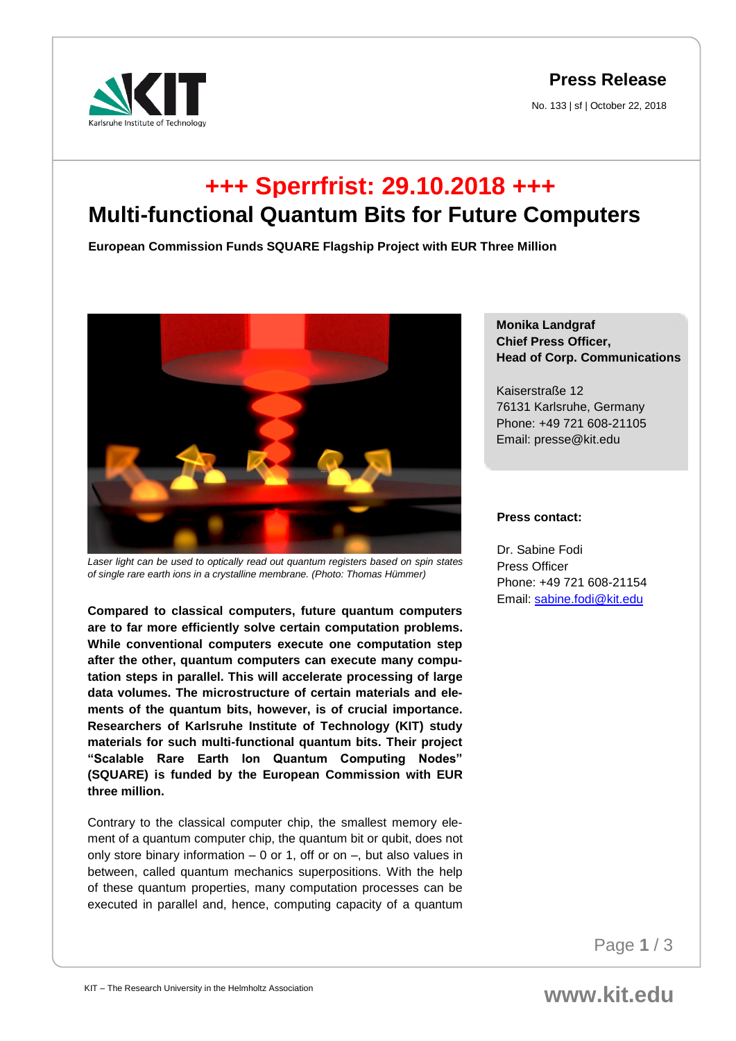**Press Release**

No. 133 | sf | October 22, 2018

# +++ Sperrfrist: 29.10.2018 +++

# Multi-functional Quantum Bits for Future Computers

**European Commission Funds SQUARE Flagship Project with EUR Three Million**

*Laser light can be used to optically read out quantum registers based on spin states of single rare earth ions in a crystalline membrane. (Photo: Thomas Hümmer)*

**Compared to classical computers, future quantum computers are to far more efficiently solve certain computation problems. While conventional computers execute one computation step after the other, quantum computers can execute many computation steps in parallel. This will accelerate processing of large data volumes. The microstructure of certain materials and elements of the quantum bits, however, is of crucial importance. Researchers of Karlsruhe Institute of Technology (KIT) study materials for such multi-functional quantum bits. Their project "Scalable Rare Earth Ion Quantum Computing Nodes" (SQUARE) is funded by the European Commission with EUR three million.**

Contrary to the classical computer chip, the smallest memory element of a quantum computer chip, the quantum bit or qubit, does not only store binary information – 0 or 1, off or on –, but also values in between, called quantum mechanics superpositions. With the help of these quantum properties, many computation processes can be executed in parallel and, hence, computing capacity of a quantum

**Monika Landgraf**
**Chief Press Officer,**
**Head of Corp. Communications**

Kaiserstraße 12
76131 Karlsruhe, Germany
Phone: +49 721 608-21105
Email: presse@kit.edu

**Press contact:**

Dr. Sabine Fodi
Press Officer
Phone: +49 721 608-21154
Email: sabine.fodi@kit.edu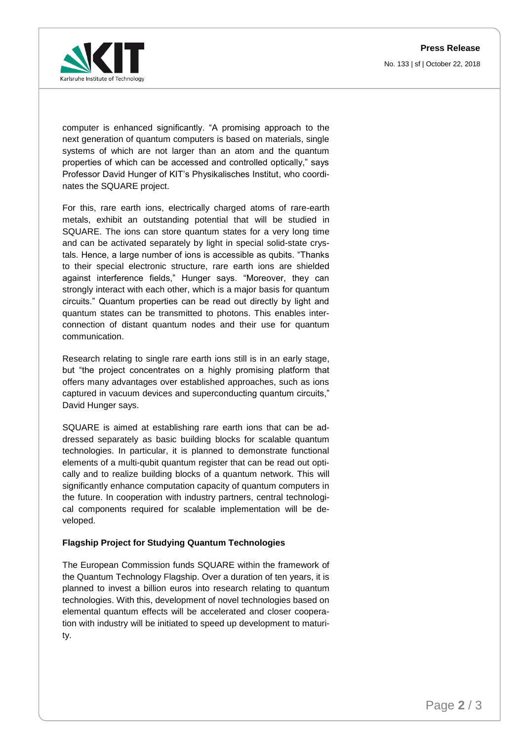computer is enhanced significantly. "A promising approach to the next generation of quantum computers is based on materials, single systems of which are not larger than an atom and the quantum properties of which can be accessed and controlled optically," says Professor David Hunger of KIT's Physikalisches Institut, who coordinates the SQUARE project.

For this, rare earth ions, electrically charged atoms of rare-earth metals, exhibit an outstanding potential that will be studied in SQUARE. The ions can store quantum states for a very long time and can be activated separately by light in special solid-state crystals. Hence, a large number of ions is accessible as qubits. "Thanks to their special electronic structure, rare earth ions are shielded against interference fields," Hunger says. "Moreover, they can strongly interact with each other, which is a major basis for quantum circuits." Quantum properties can be read out directly by light and quantum states can be transmitted to photons. This enables interconnection of distant quantum nodes and their use for quantum communication.

Research relating to single rare earth ions still is in an early stage, but "the project concentrates on a highly promising platform that offers many advantages over established approaches, such as ions captured in vacuum devices and superconducting quantum circuits," David Hunger says.

SQUARE is aimed at establishing rare earth ions that can be addressed separately as basic building blocks for scalable quantum technologies. In particular, it is planned to demonstrate functional elements of a multi-qubit quantum register that can be read out optically and to realize building blocks of a quantum network. This will significantly enhance computation capacity of quantum computers in the future. In cooperation with industry partners, central technological components required for scalable implementation will be developed.

**Flagship Project for Studying Quantum Technologies**

The European Commission funds SQUARE within the framework of the Quantum Technology Flagship. Over a duration of ten years, it is planned to invest a billion euros into research relating to quantum technologies. With this, development of novel technologies based on elemental quantum effects will be accelerated and closer cooperation with industry will be initiated to speed up development to maturity.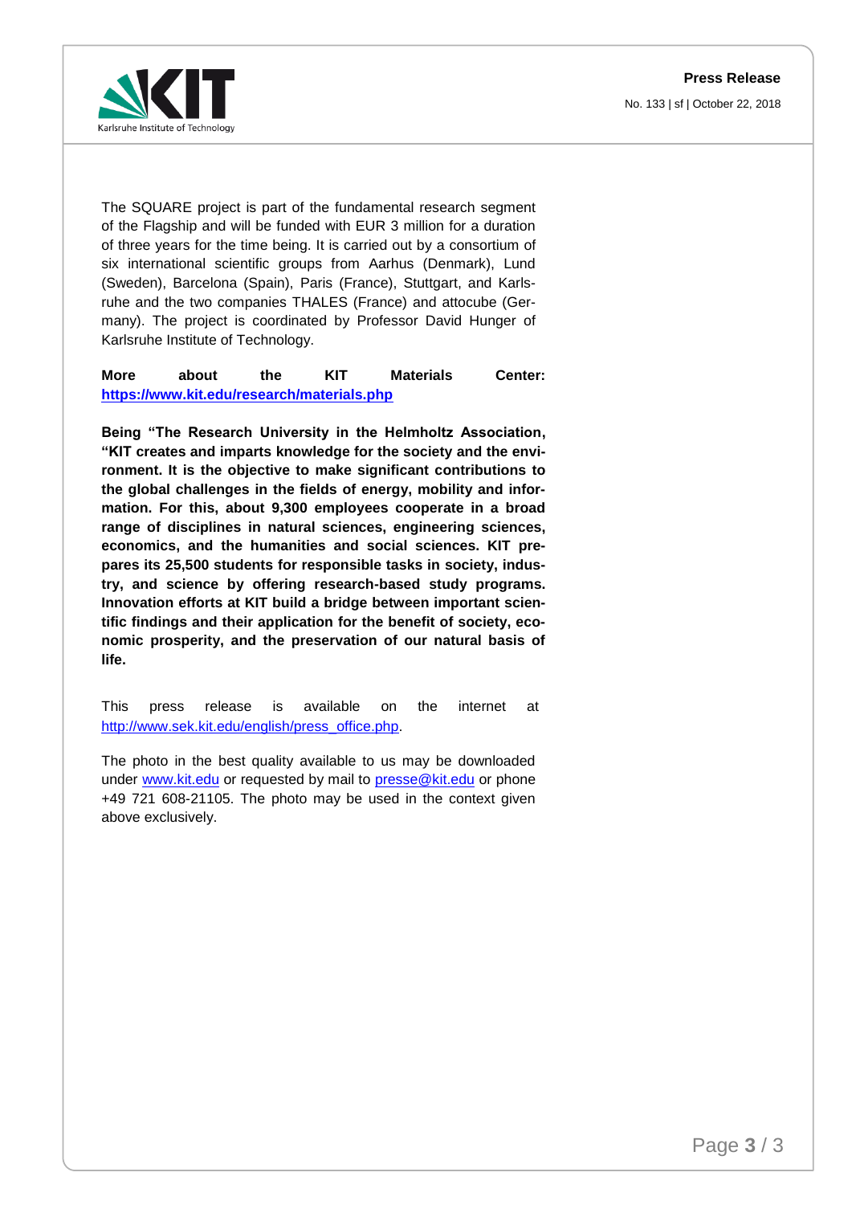The SQUARE project is part of the fundamental research segment of the Flagship and will be funded with EUR 3 million for a duration of three years for the time being. It is carried out by a consortium of six international scientific groups from Aarhus (Denmark), Lund (Sweden), Barcelona (Spain), Paris (France), Stuttgart, and Karlsruhe and the two companies THALES (France) and attocube (Germany). The project is coordinated by Professor David Hunger of Karlsruhe Institute of Technology.

**More about the KIT Materials Center: https://www.kit.edu/research/materials.php**

**Being "The Research University in the Helmholtz Association, "KIT creates and imparts knowledge for the society and the environment. It is the objective to make significant contributions to the global challenges in the fields of energy, mobility and information. For this, about 9,300 employees cooperate in a broad range of disciplines in natural sciences, engineering sciences, economics, and the humanities and social sciences. KIT prepares its 25,500 students for responsible tasks in society, industry, and science by offering research-based study programs. Innovation efforts at KIT build a bridge between important scientific findings and their application for the benefit of society, economic prosperity, and the preservation of our natural basis of life.**

This press release is available on the internet at http://www.sek.kit.edu/english/press_office.php.

The photo in the best quality available to us may be downloaded under www.kit.edu or requested by mail to presse@kit.edu or phone +49 721 608-21105. The photo may be used in the context given above exclusively.